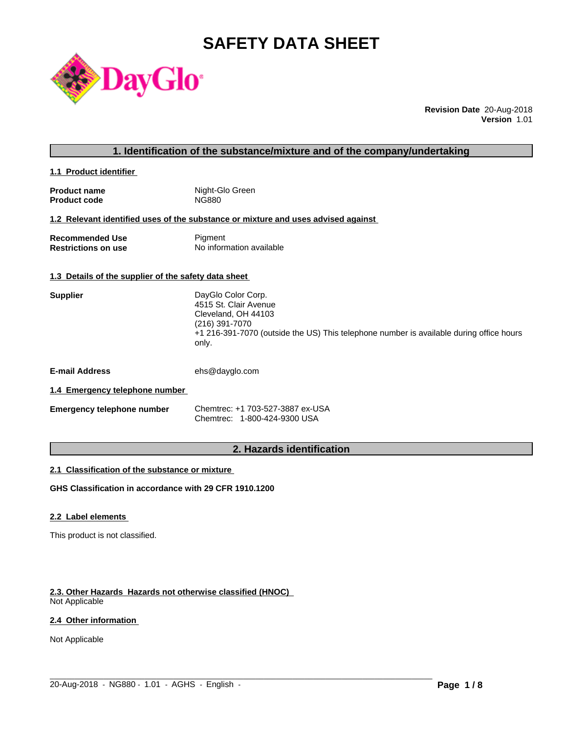# SAFETY DATA SHEET

**Revision Date** 20-Aug-2018
**Version** 1.01

## 1. Identification of the substance/mixture and of the company/undertaking

### 1.1 Product identifier

| | |
|---|---|
| **Product name** | Night-Glo Green |
| **Product code** | NG880 |

### 1.2 Relevant identified uses of the substance or mixture and uses advised against

| | |
|---|---|
| **Recommended Use** | Pigment |
| **Restrictions on use** | No information available |

### 1.3 Details of the supplier of the safety data sheet

**Supplier**

DayGlo Color Corp.
4515 St. Clair Avenue
Cleveland, OH 44103
(216) 391-7070
+1 216-391-7070 (outside the US) This telephone number is available during office hours only.

**E-mail Address** ehs@dayglo.com

### 1.4 Emergency telephone number

**Emergency telephone number**

Chemtrec: +1 703-527-3887 ex-USA
Chemtrec: 1-800-424-9300 USA

## 2. Hazards identification

### 2.1 Classification of the substance or mixture

**GHS Classification in accordance with 29 CFR 1910.1200**

### 2.2 Label elements

This product is not classified.

### 2.3. Other Hazards Hazards not otherwise classified (HNOC)

Not Applicable

### 2.4 Other information

Not Applicable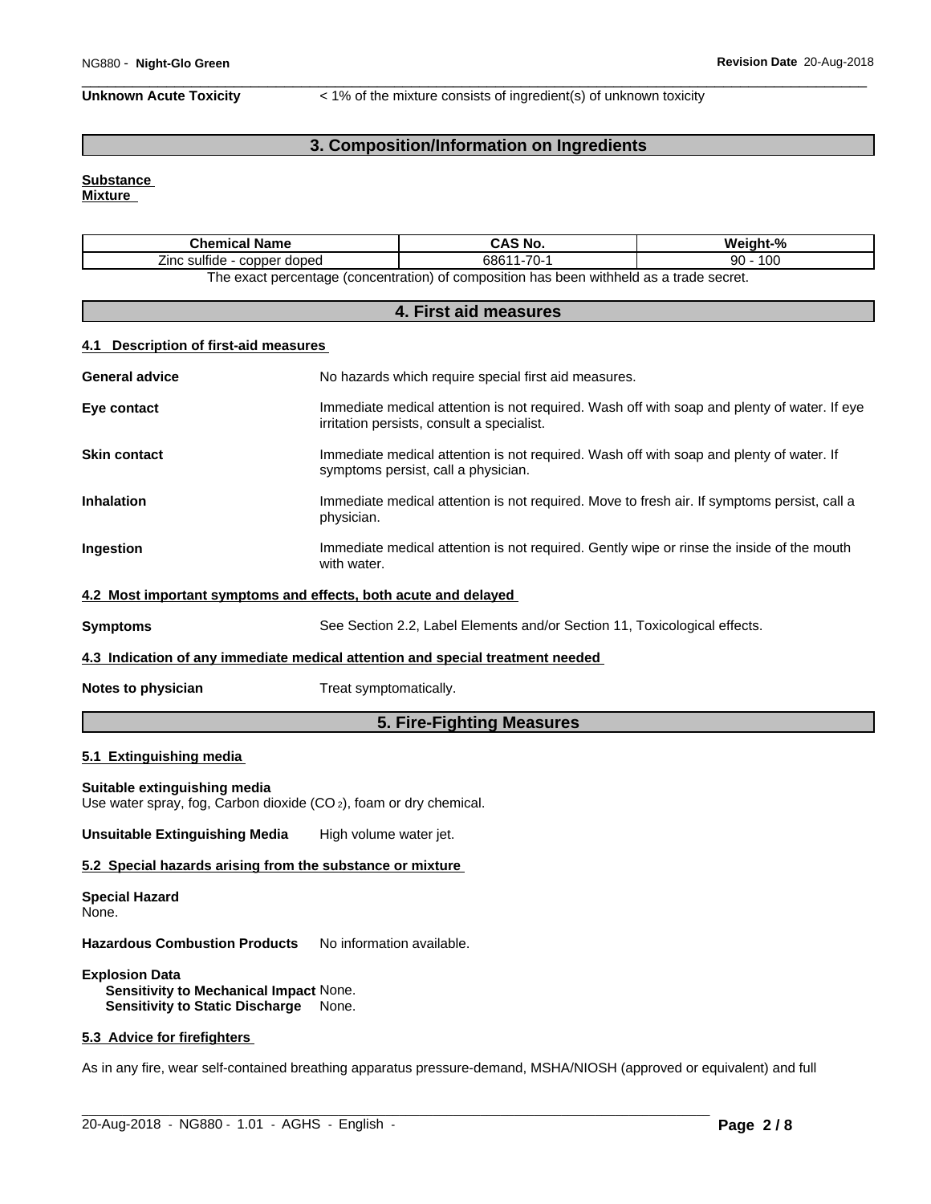**Unknown Acute Toxicity** < 1% of the mixture consists of ingredient(s) of unknown toxicity

## 3. Composition/Information on Ingredients

**Substance**
**Mixture**

| Chemical Name | CAS No. | Weight-% |
|---|---|---|
| Zinc sulfide - copper doped | 68611-70-1 | 90 - 100 |

The exact percentage (concentration) of composition has been withheld as a trade secret.

## 4. First aid measures

### 4.1 Description of first-aid measures

**General advice** No hazards which require special first aid measures.

**Eye contact** Immediate medical attention is not required. Wash off with soap and plenty of water. If eye irritation persists, consult a specialist.

**Skin contact** Immediate medical attention is not required. Wash off with soap and plenty of water. If symptoms persist, call a physician.

**Inhalation** Immediate medical attention is not required. Move to fresh air. If symptoms persist, call a physician.

**Ingestion** Immediate medical attention is not required. Gently wipe or rinse the inside of the mouth with water.

### 4.2 Most important symptoms and effects, both acute and delayed

**Symptoms** See Section 2.2, Label Elements and/or Section 11, Toxicological effects.

### 4.3 Indication of any immediate medical attention and special treatment needed

**Notes to physician** Treat symptomatically.

## 5. Fire-Fighting Measures

### 5.1 Extinguishing media

**Suitable extinguishing media**
Use water spray, fog, Carbon dioxide ($CO_2$), foam or dry chemical.

**Unsuitable Extinguishing Media** High volume water jet.

### 5.2 Special hazards arising from the substance or mixture

**Special Hazard**
None.

**Hazardous Combustion Products** No information available.

**Explosion Data**
**Sensitivity to Mechanical Impact** None.
**Sensitivity to Static Discharge** None.

### 5.3 Advice for firefighters

As in any fire, wear self-contained breathing apparatus pressure-demand, MSHA/NIOSH (approved or equivalent) and full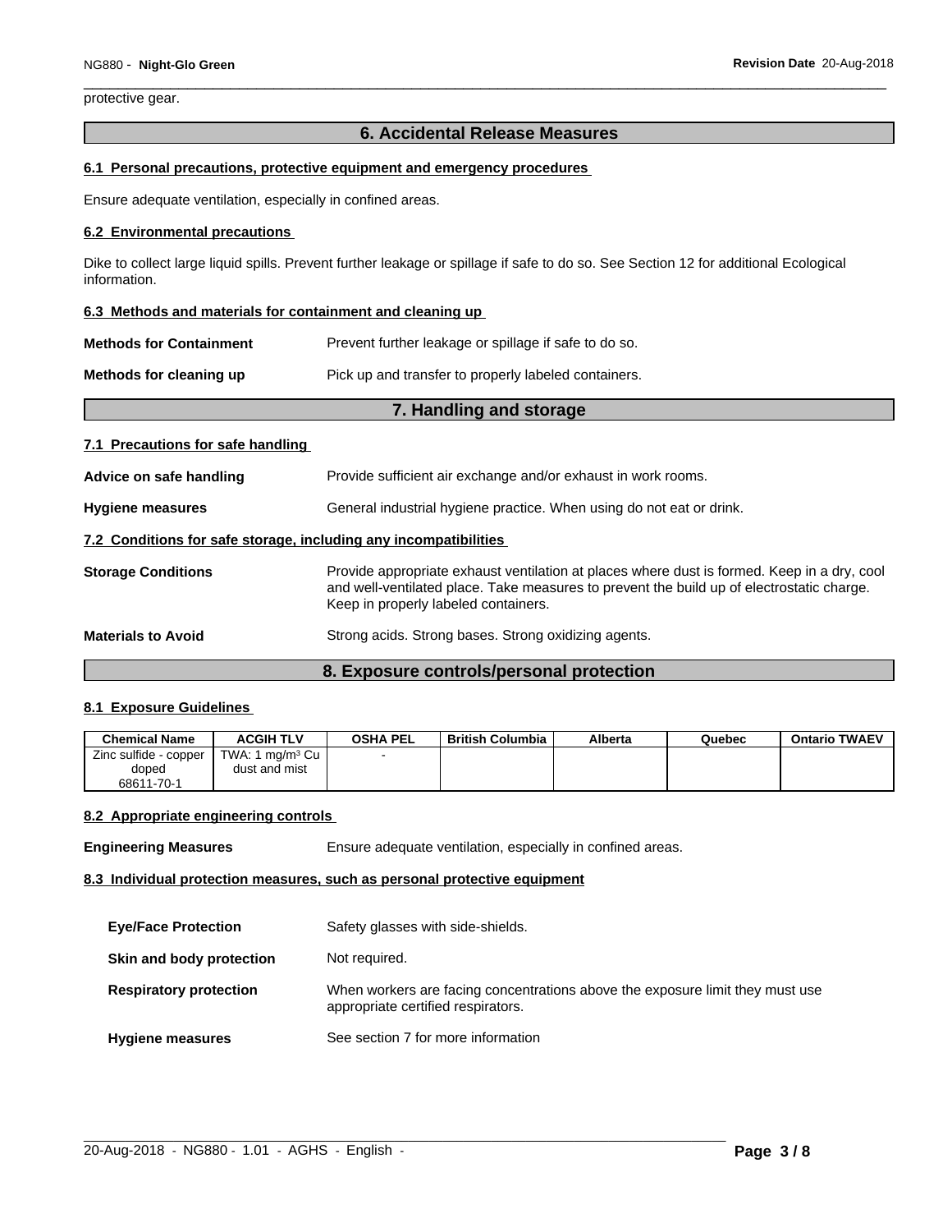protective gear.

## 6. Accidental Release Measures

### 6.1 Personal precautions, protective equipment and emergency procedures

Ensure adequate ventilation, especially in confined areas.

### 6.2 Environmental precautions

Dike to collect large liquid spills. Prevent further leakage or spillage if safe to do so. See Section 12 for additional Ecological information.

### 6.3 Methods and materials for containment and cleaning up

**Methods for Containment** Prevent further leakage or spillage if safe to do so.

**Methods for cleaning up** Pick up and transfer to properly labeled containers.

## 7. Handling and storage

### 7.1 Precautions for safe handling

**Advice on safe handling** Provide sufficient air exchange and/or exhaust in work rooms.

**Hygiene measures** General industrial hygiene practice. When using do not eat or drink.

### 7.2 Conditions for safe storage, including any incompatibilities

**Storage Conditions** Provide appropriate exhaust ventilation at places where dust is formed. Keep in a dry, cool and well-ventilated place. Take measures to prevent the build up of electrostatic charge. Keep in properly labeled containers.

**Materials to Avoid** Strong acids. Strong bases. Strong oxidizing agents.

## 8. Exposure controls/personal protection

### 8.1 Exposure Guidelines

| Chemical Name | ACGIH TLV | OSHA PEL | British Columbia | Alberta | Quebec | Ontario TWAEV |
|---|---|---|---|---|---|---|
| Zinc sulfide - copper doped 68611-70-1 | TWA: 1 mg/m³ Cu dust and mist | - | | | | |

### 8.2 Appropriate engineering controls

**Engineering Measures** Ensure adequate ventilation, especially in confined areas.

### 8.3 Individual protection measures, such as personal protective equipment

**Eye/Face Protection** Safety glasses with side-shields.

**Skin and body protection** Not required.

**Respiratory protection** When workers are facing concentrations above the exposure limit they must use appropriate certified respirators.

**Hygiene measures** See section 7 for more information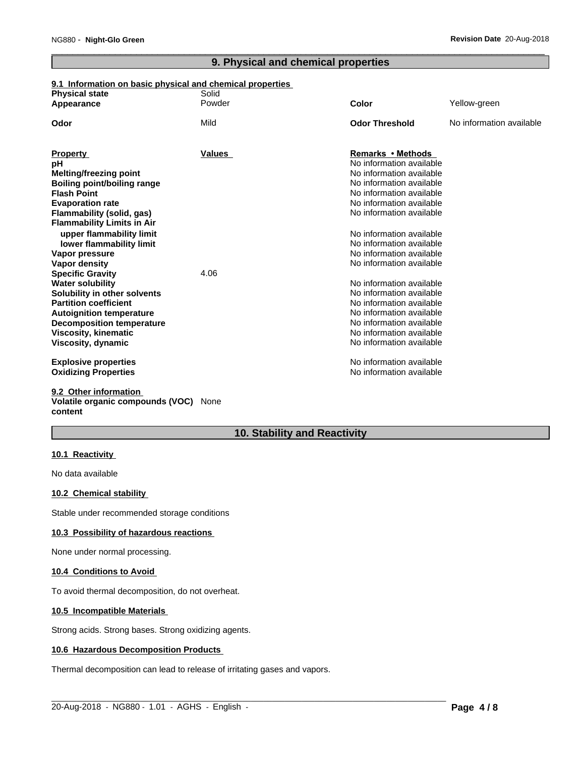## 9. Physical and chemical properties

### 9.1 Information on basic physical and chemical properties

| | | | |
|---|---|---|---|
| **Physical state** | Solid | | |
| **Appearance** | Powder | **Color** | Yellow-green |
| **Odor** | Mild | **Odor Threshold** | No information available |

| **Property** | **Values** | **Remarks • Methods** |
|---|---|---|
| **pH** | | No information available |
| **Melting/freezing point** | | No information available |
| **Boiling point/boiling range** | | No information available |
| **Flash Point** | | No information available |
| **Evaporation rate** | | No information available |
| **Flammability (solid, gas)** | | No information available |
| **Flammability Limits in Air** | | |
| **upper flammability limit** | | No information available |
| **lower flammability limit** | | No information available |
| **Vapor pressure** | | No information available |
| **Vapor density** | | No information available |
| **Specific Gravity** | 4.06 | |
| **Water solubility** | | No information available |
| **Solubility in other solvents** | | No information available |
| **Partition coefficient** | | No information available |
| **Autoignition temperature** | | No information available |
| **Decomposition temperature** | | No information available |
| **Viscosity, kinematic** | | No information available |
| **Viscosity, dynamic** | | No information available |
| **Explosive properties** | | No information available |
| **Oxidizing Properties** | | No information available |

### 9.2 Other information

**Volatile organic compounds (VOC) content** None

## 10. Stability and Reactivity

### 10.1 Reactivity

No data available

### 10.2 Chemical stability

Stable under recommended storage conditions

### 10.3 Possibility of hazardous reactions

None under normal processing.

### 10.4 Conditions to Avoid

To avoid thermal decomposition, do not overheat.

### 10.5 Incompatible Materials

Strong acids. Strong bases. Strong oxidizing agents.

### 10.6 Hazardous Decomposition Products

Thermal decomposition can lead to release of irritating gases and vapors.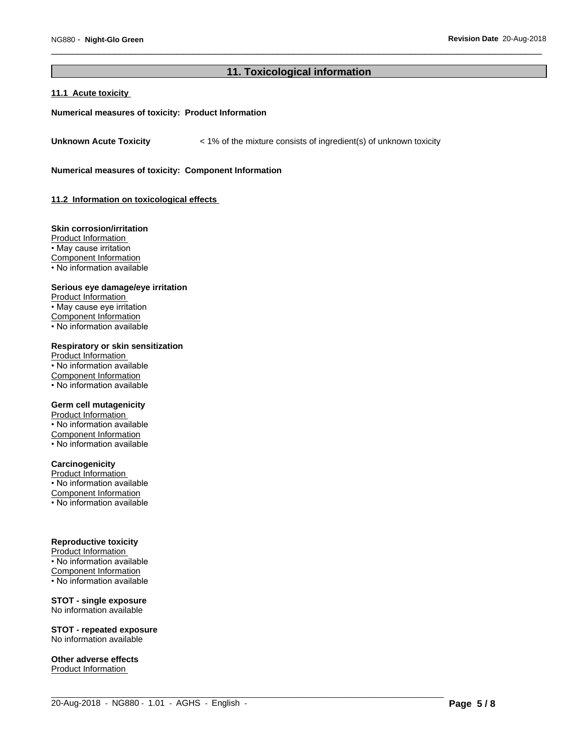## 11. Toxicological information

### 11.1 Acute toxicity

**Numerical measures of toxicity: Product Information**

**Unknown Acute Toxicity** < 1% of the mixture consists of ingredient(s) of unknown toxicity

**Numerical measures of toxicity: Component Information**

### 11.2 Information on toxicological effects

**Skin corrosion/irritation**

Product Information
- May cause irritation

Component Information
- No information available

**Serious eye damage/eye irritation**

Product Information
- May cause eye irritation

Component Information
- No information available

**Respiratory or skin sensitization**

Product Information
- No information available

Component Information
- No information available

**Germ cell mutagenicity**

Product Information
- No information available

Component Information
- No information available

**Carcinogenicity**

Product Information
- No information available

Component Information
- No information available

**Reproductive toxicity**

Product Information
- No information available

Component Information
- No information available

**STOT - single exposure**

No information available

**STOT - repeated exposure**

No information available

**Other adverse effects**

Product Information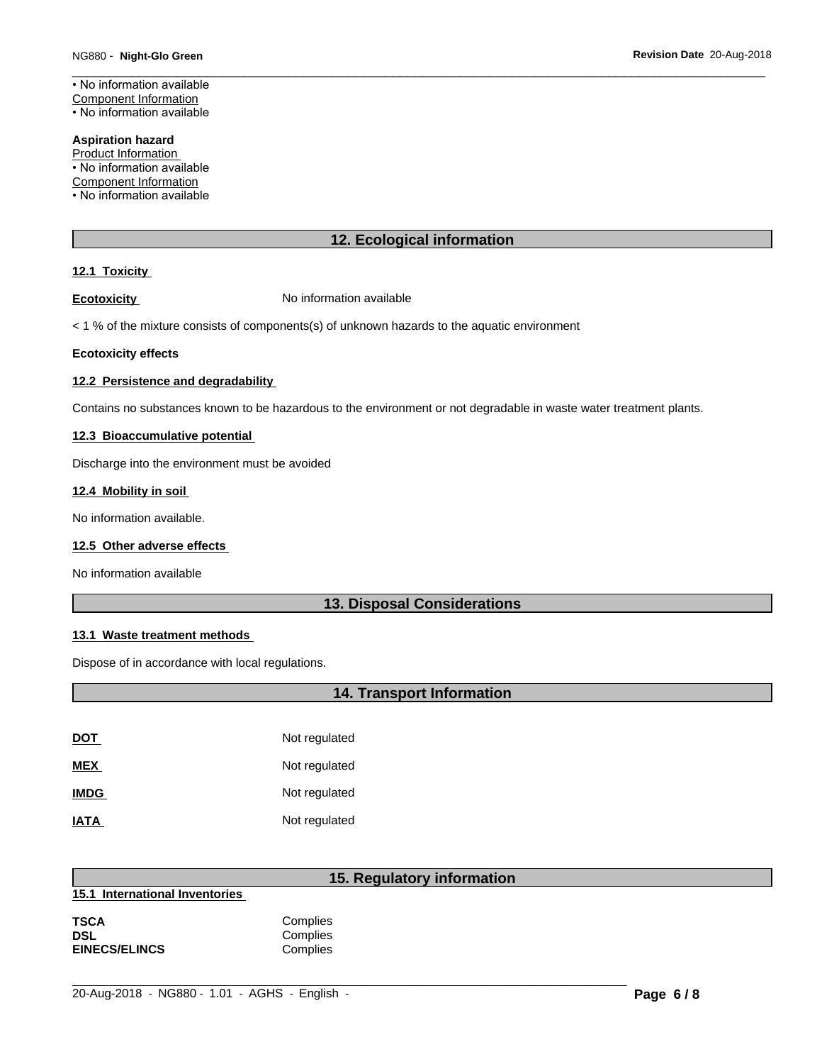• No information available
Component Information
• No information available

**Aspiration hazard**
Product Information
• No information available
Component Information
• No information available

## 12. Ecological information

### 12.1 Toxicity

**Ecotoxicity** No information available

< 1 % of the mixture consists of components(s) of unknown hazards to the aquatic environment

**Ecotoxicity effects**

### 12.2 Persistence and degradability

Contains no substances known to be hazardous to the environment or not degradable in waste water treatment plants.

### 12.3 Bioaccumulative potential

Discharge into the environment must be avoided

### 12.4 Mobility in soil

No information available.

### 12.5 Other adverse effects

No information available

## 13. Disposal Considerations

### 13.1 Waste treatment methods

Dispose of in accordance with local regulations.

## 14. Transport Information

| | |
|---|---|
| **DOT** | Not regulated |
| **MEX** | Not regulated |
| **IMDG** | Not regulated |
| **IATA** | Not regulated |

## 15. Regulatory information

### 15.1 International Inventories

| | |
|---|---|
| **TSCA** | Complies |
| **DSL** | Complies |
| **EINECS/ELINCS** | Complies |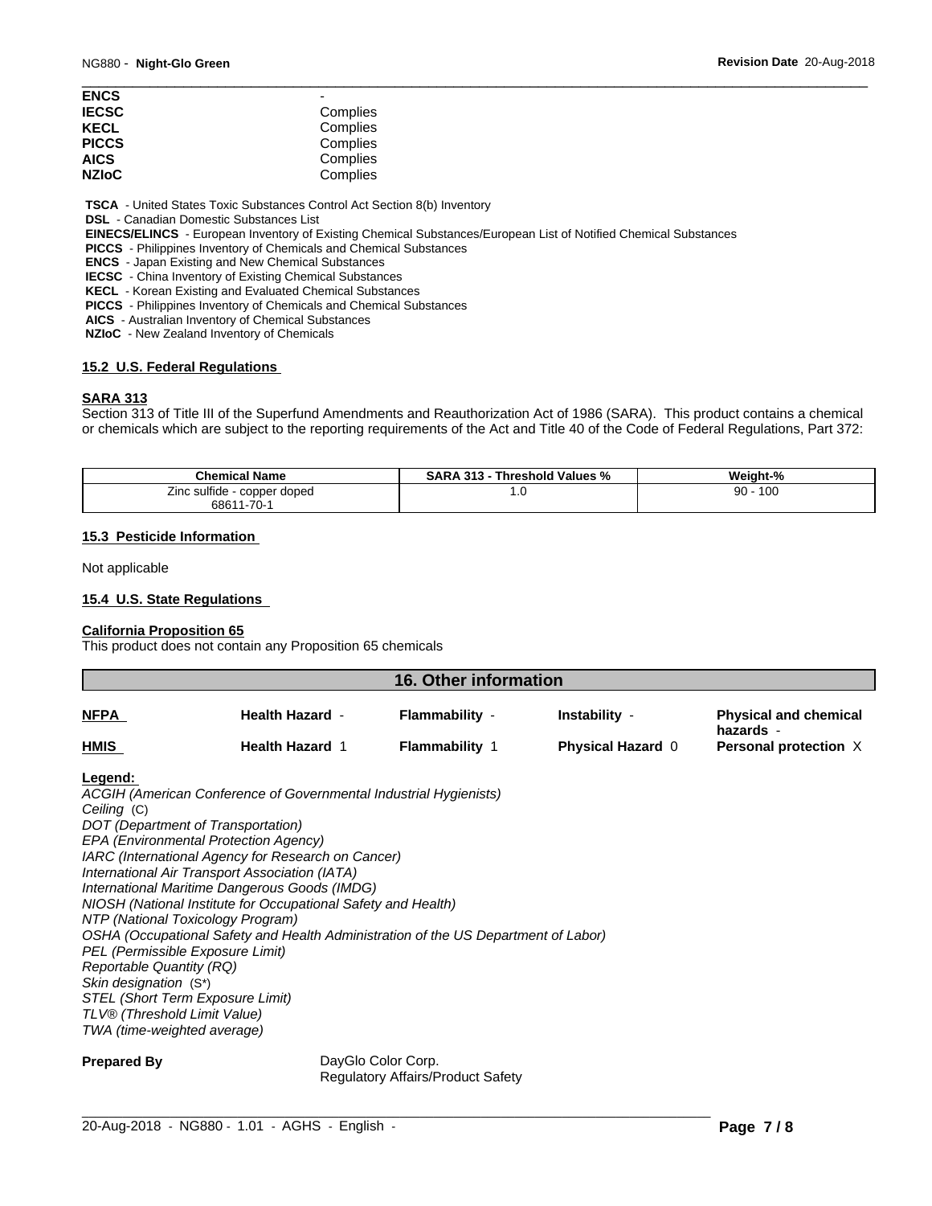| | |
|---|---|
| **ENCS** | - |
| **IECSC** | Complies |
| **KECL** | Complies |
| **PICCS** | Complies |
| **AICS** | Complies |
| **NZIoC** | Complies |

**TSCA** - United States Toxic Substances Control Act Section 8(b) Inventory
**DSL** - Canadian Domestic Substances List
**EINECS/ELINCS** - European Inventory of Existing Chemical Substances/European List of Notified Chemical Substances
**PICCS** - Philippines Inventory of Chemicals and Chemical Substances
**ENCS** - Japan Existing and New Chemical Substances
**IECSC** - China Inventory of Existing Chemical Substances
**KECL** - Korean Existing and Evaluated Chemical Substances
**PICCS** - Philippines Inventory of Chemicals and Chemical Substances
**AICS** - Australian Inventory of Chemical Substances
**NZIoC** - New Zealand Inventory of Chemicals

### 15.2 U.S. Federal Regulations

**SARA 313**

Section 313 of Title III of the Superfund Amendments and Reauthorization Act of 1986 (SARA). This product contains a chemical or chemicals which are subject to the reporting requirements of the Act and Title 40 of the Code of Federal Regulations, Part 372:

| Chemical Name | SARA 313 - Threshold Values % | Weight-% |
|---|---|---|
| Zinc sulfide - copper doped 68611-70-1 | 1.0 | 90 - 100 |

### 15.3 Pesticide Information

Not applicable

### 15.4 U.S. State Regulations

**California Proposition 65**

This product does not contain any Proposition 65 chemicals

## 16. Other information

| | | | | |
|---|---|---|---|---|
| **NFPA** | **Health Hazard** - | **Flammability** - | **Instability** - | **Physical and chemical hazards** - |
| **HMIS** | **Health Hazard** 1 | **Flammability** 1 | **Physical Hazard** 0 | **Personal protection** X |

**Legend:**

*ACGIH (American Conference of Governmental Industrial Hygienists)*
*Ceiling* (C)
*DOT (Department of Transportation)*
*EPA (Environmental Protection Agency)*
*IARC (International Agency for Research on Cancer)*
*International Air Transport Association (IATA)*
*International Maritime Dangerous Goods (IMDG)*
*NIOSH (National Institute for Occupational Safety and Health)*
*NTP (National Toxicology Program)*
*OSHA (Occupational Safety and Health Administration of the US Department of Labor)*
*PEL (Permissible Exposure Limit)*
*Reportable Quantity (RQ)*
*Skin designation* (S*)
*STEL (Short Term Exposure Limit)*
*TLV® (Threshold Limit Value)*
*TWA (time-weighted average)*

**Prepared By** DayGlo Color Corp.
Regulatory Affairs/Product Safety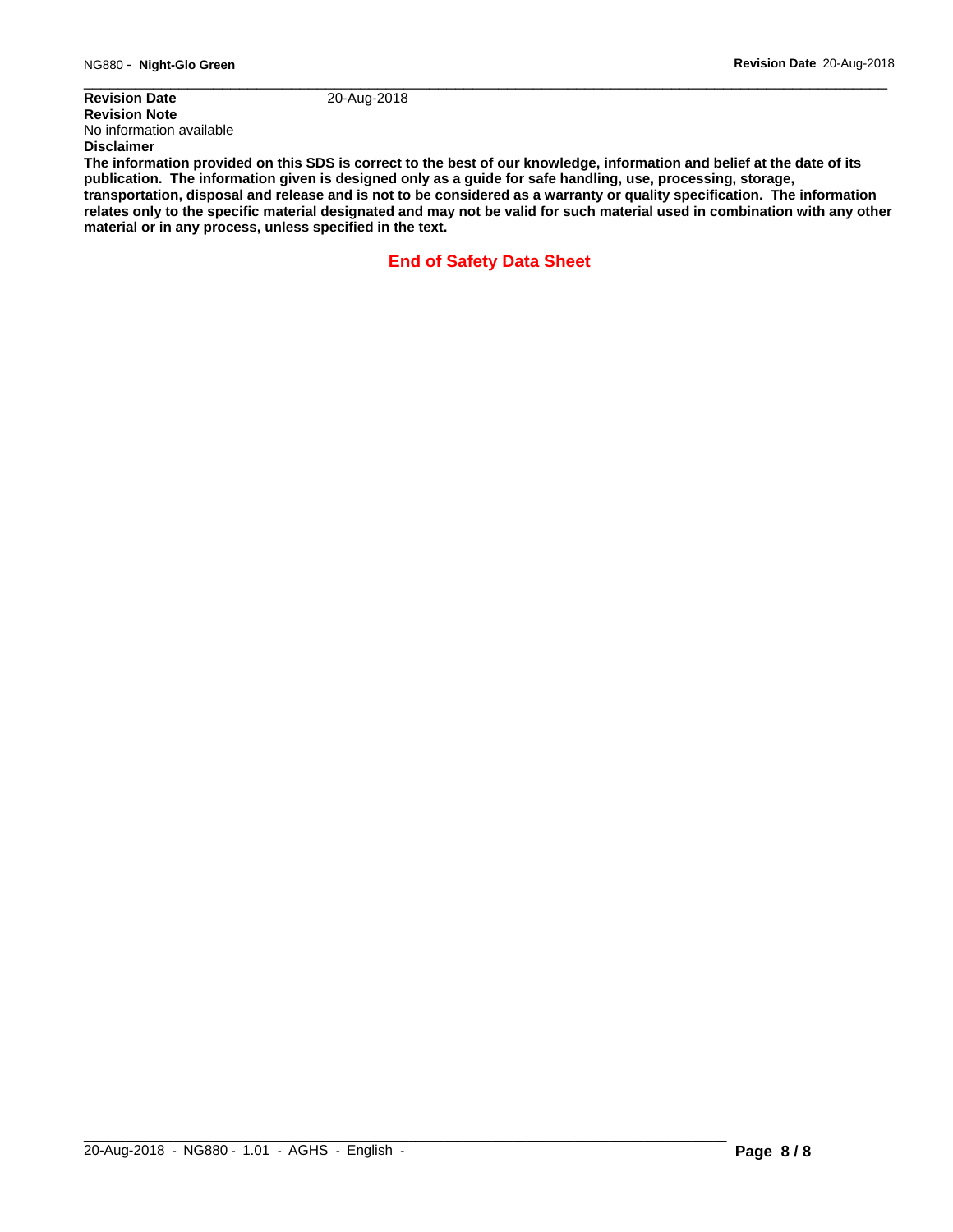**Revision Date** 20-Aug-2018

**Revision Note**

No information available

**Disclaimer**

**The information provided on this SDS is correct to the best of our knowledge, information and belief at the date of its publication. The information given is designed only as a guide for safe handling, use, processing, storage, transportation, disposal and release and is not to be considered as a warranty or quality specification. The information relates only to the specific material designated and may not be valid for such material used in combination with any other material or in any process, unless specified in the text.**

**End of Safety Data Sheet**